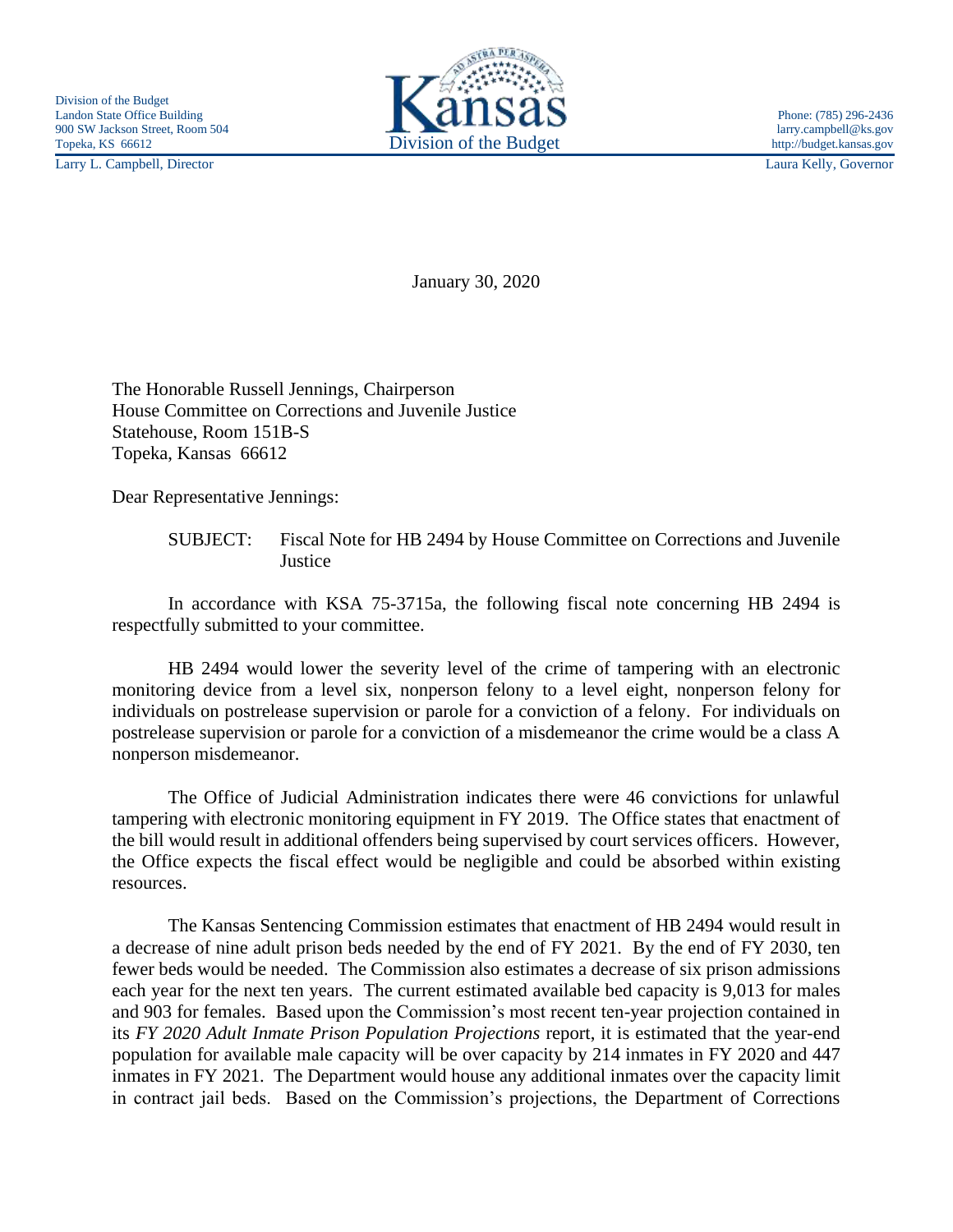Division of the Budget
Landon State Office Building
900 SW Jackson Street, Room 504
Topeka, KS 66612
Larry L. Campbell, Director

Kansas
Division of the Budget

Phone: (785) 296-2436
larry.campbell@ks.gov
http://budget.kansas.gov
Laura Kelly, Governor

January 30, 2020

The Honorable Russell Jennings, Chairperson
House Committee on Corrections and Juvenile Justice
Statehouse, Room 151B-S
Topeka, Kansas 66612

Dear Representative Jennings:

SUBJECT: Fiscal Note for HB 2494 by House Committee on Corrections and Juvenile Justice

In accordance with KSA 75-3715a, the following fiscal note concerning HB 2494 is respectfully submitted to your committee.

HB 2494 would lower the severity level of the crime of tampering with an electronic monitoring device from a level six, nonperson felony to a level eight, nonperson felony for individuals on postrelease supervision or parole for a conviction of a felony. For individuals on postrelease supervision or parole for a conviction of a misdemeanor the crime would be a class A nonperson misdemeanor.

The Office of Judicial Administration indicates there were 46 convictions for unlawful tampering with electronic monitoring equipment in FY 2019. The Office states that enactment of the bill would result in additional offenders being supervised by court services officers. However, the Office expects the fiscal effect would be negligible and could be absorbed within existing resources.

The Kansas Sentencing Commission estimates that enactment of HB 2494 would result in a decrease of nine adult prison beds needed by the end of FY 2021. By the end of FY 2030, ten fewer beds would be needed. The Commission also estimates a decrease of six prison admissions each year for the next ten years. The current estimated available bed capacity is 9,013 for males and 903 for females. Based upon the Commission's most recent ten-year projection contained in its *FY 2020 Adult Inmate Prison Population Projections* report, it is estimated that the year-end population for available male capacity will be over capacity by 214 inmates in FY 2020 and 447 inmates in FY 2021. The Department would house any additional inmates over the capacity limit in contract jail beds. Based on the Commission's projections, the Department of Corrections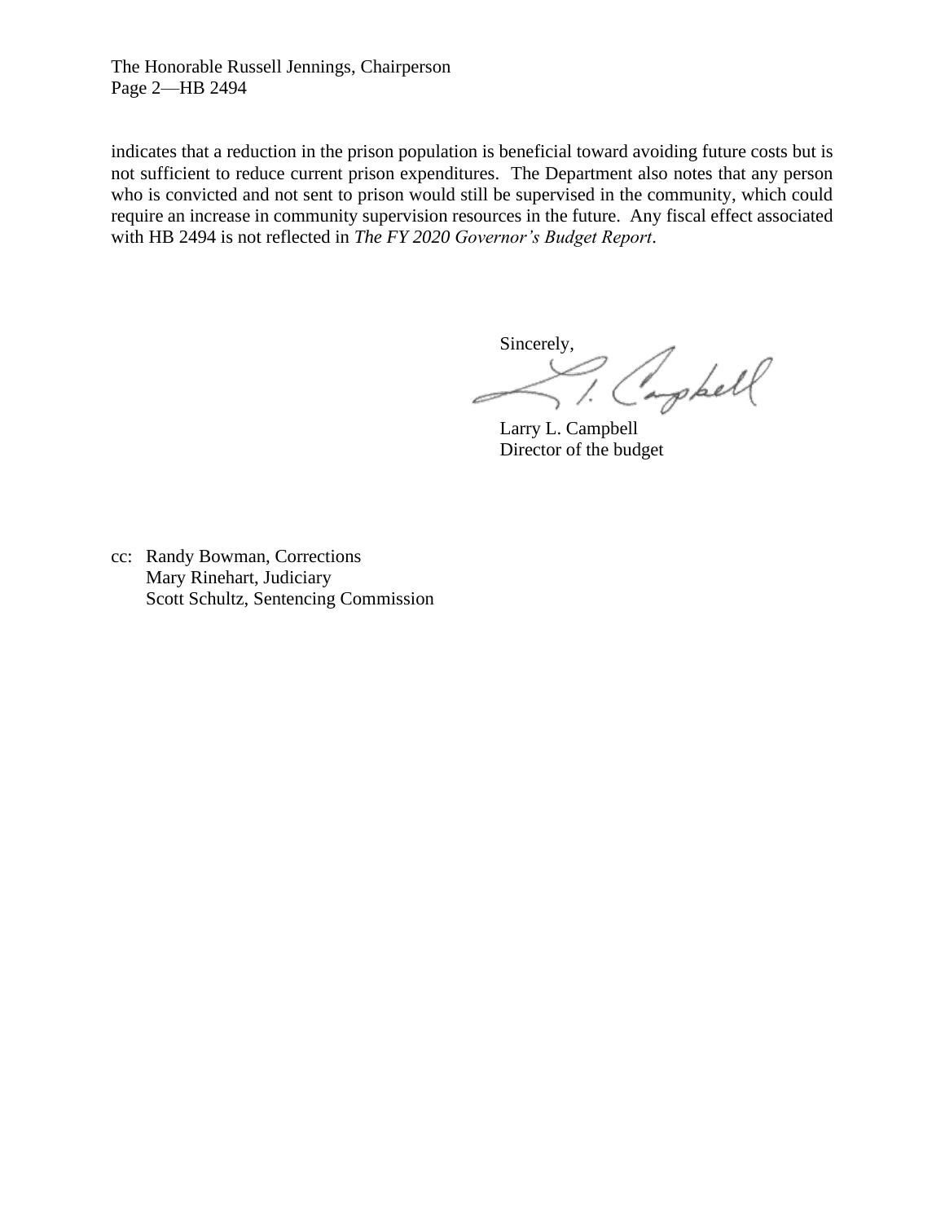indicates that a reduction in the prison population is beneficial toward avoiding future costs but is not sufficient to reduce current prison expenditures. The Department also notes that any person who is convicted and not sent to prison would still be supervised in the community, which could require an increase in community supervision resources in the future. Any fiscal effect associated with HB 2494 is not reflected in *The FY 2020 Governor's Budget Report*.

Sincerely,

Larry L. Campbell
Director of the budget

cc: Randy Bowman, Corrections
Mary Rinehart, Judiciary
Scott Schultz, Sentencing Commission